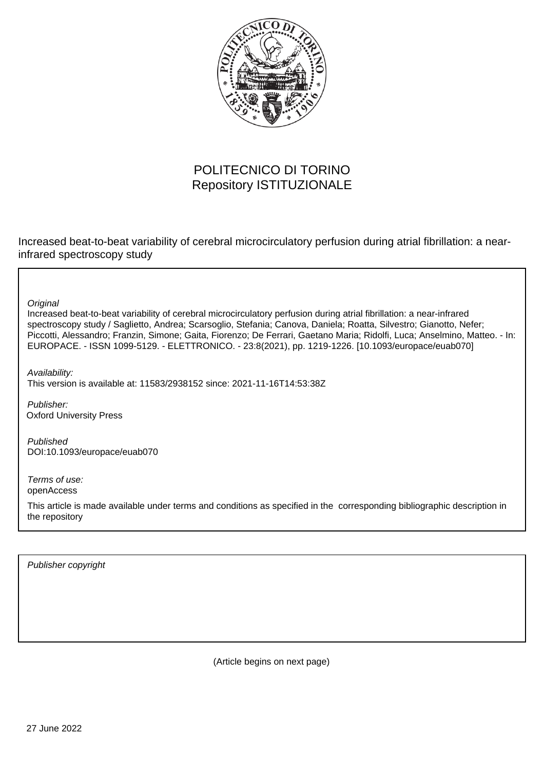POLITECNICO DI TORINO
Repository ISTITUZIONALE

Increased beat-to-beat variability of cerebral microcirculatory perfusion during atrial fibrillation: a near-infrared spectroscopy study

*Original*

Increased beat-to-beat variability of cerebral microcirculatory perfusion during atrial fibrillation: a near-infrared spectroscopy study / Saglietto, Andrea; Scarsoglio, Stefania; Canova, Daniela; Roatta, Silvestro; Gianotto, Nefer; Piccotti, Alessandro; Franzin, Simone; Gaita, Fiorenzo; De Ferrari, Gaetano Maria; Ridolfi, Luca; Anselmino, Matteo. - In: EUROPACE. - ISSN 1099-5129. - ELETTRONICO. - 23:8(2021), pp. 1219-1226. [10.1093/europace/euab070]

*Availability:*

This version is available at: 11583/2938152 since: 2021-11-16T14:53:38Z

*Publisher:*

Oxford University Press

*Published*

DOI:10.1093/europace/euab070

*Terms of use:*

openAccess

This article is made available under terms and conditions as specified in the corresponding bibliographic description in the repository

*Publisher copyright*

(Article begins on next page)

27 June 2022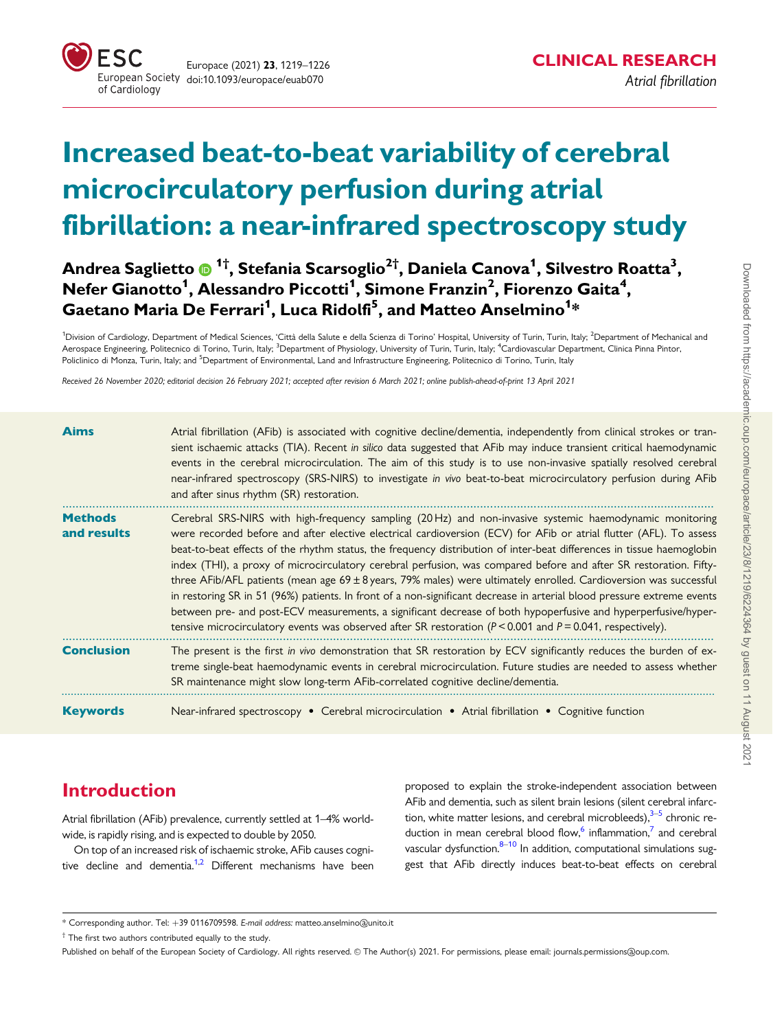# Increased beat-to-beat variability of cerebral microcirculatory perfusion during atrial fibrillation: a near-infrared spectroscopy study

**Andrea Saglietto [1†], Stefania Scarsoglio [2†], Daniela Canova [1], Silvestro Roatta [3], Nefer Gianotto [1], Alessandro Piccotti [1], Simone Franzin [2], Fiorenzo Gaita [4], Gaetano Maria De Ferrari [1], Luca Ridolfi [5], and Matteo Anselmino [1]***

[1]Division of Cardiology, Department of Medical Sciences, 'Città della Salute e della Scienza di Torino' Hospital, University of Turin, Turin, Italy; [2]Department of Mechanical and Aerospace Engineering, Politecnico di Torino, Turin, Italy; [3]Department of Physiology, University of Turin, Turin, Italy; [4]Cardiovascular Department, Clinica Pinna Pintor, Policlinico di Monza, Turin, Italy; and [5]Department of Environmental, Land and Infrastructure Engineering, Politecnico di Torino, Turin, Italy

*Received 26 November 2020; editorial decision 26 February 2021; accepted after revision 6 March 2021; online publish-ahead-of-print 13 April 2021*

**Aims**

Atrial fibrillation (AFib) is associated with cognitive decline/dementia, independently from clinical strokes or transient ischaemic attacks (TIA). Recent *in silico* data suggested that AFib may induce transient critical haemodynamic events in the cerebral microcirculation. The aim of this study is to use non-invasive spatially resolved cerebral near-infrared spectroscopy (SRS-NIRS) to investigate *in vivo* beat-to-beat microcirculatory perfusion during AFib and after sinus rhythm (SR) restoration.

**Methods and results**

Cerebral SRS-NIRS with high-frequency sampling (20 Hz) and non-invasive systemic haemodynamic monitoring were recorded before and after elective electrical cardioversion (ECV) for AFib or atrial flutter (AFL). To assess beat-to-beat effects of the rhythm status, the frequency distribution of inter-beat differences in tissue haemoglobin index (THI), a proxy of microcirculatory cerebral perfusion, was compared before and after SR restoration. Fifty-three AFib/AFL patients (mean age 69 ± 8 years, 79% males) were ultimately enrolled. Cardioversion was successful in restoring SR in 51 (96%) patients. In front of a non-significant decrease in arterial blood pressure extreme events between pre- and post-ECV measurements, a significant decrease of both hypoperfusive and hyperperfusive/hypertensive microcirculatory events was observed after SR restoration ($P < 0.001$ and $P = 0.041$, respectively).

**Conclusion**

The present is the first *in vivo* demonstration that SR restoration by ECV significantly reduces the burden of extreme single-beat haemodynamic events in cerebral microcirculation. Future studies are needed to assess whether SR maintenance might slow long-term AFib-correlated cognitive decline/dementia.

**Keywords**

Near-infrared spectroscopy • Cerebral microcirculation • Atrial fibrillation • Cognitive function

## Introduction

Atrial fibrillation (AFib) prevalence, currently settled at 1–4% worldwide, is rapidly rising, and is expected to double by 2050.

On top of an increased risk of ischaemic stroke, AFib causes cognitive decline and dementia.[1,2] Different mechanisms have been proposed to explain the stroke-independent association between AFib and dementia, such as silent brain lesions (silent cerebral infarction, white matter lesions, and cerebral microbleeds),[3–5] chronic reduction in mean cerebral blood flow,[6] inflammation,[7] and cerebral vascular dysfunction.[8–10] In addition, computational simulations suggest that AFib directly induces beat-to-beat effects on cerebral

* Corresponding author. Tel: +39 0116709598. *E-mail address:* matteo.anselmino@unito.it

† The first two authors contributed equally to the study.

Published on behalf of the European Society of Cardiology. All rights reserved. © The Author(s) 2021. For permissions, please email: journals.permissions@oup.com.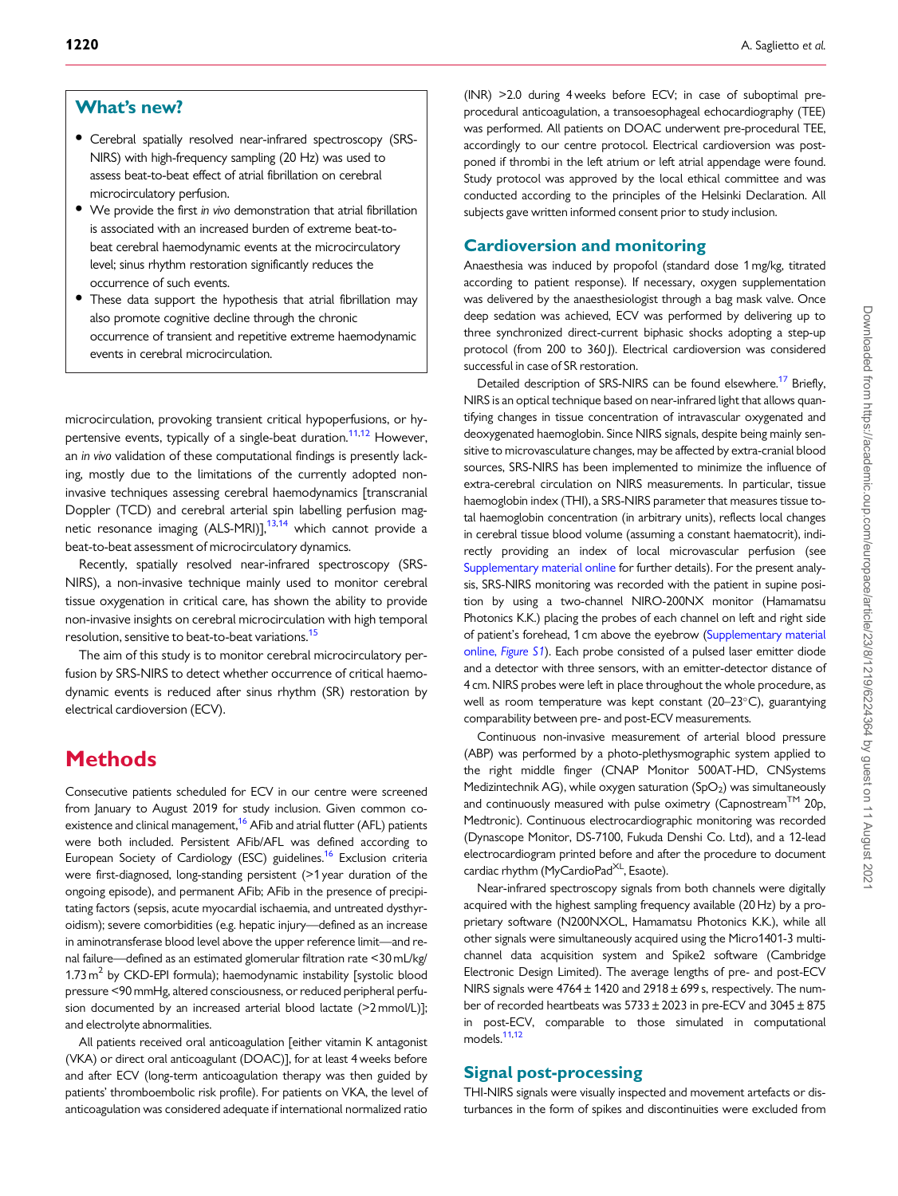## What's new?

- Cerebral spatially resolved near-infrared spectroscopy (SRS-NIRS) with high-frequency sampling (20 Hz) was used to assess beat-to-beat effect of atrial fibrillation on cerebral microcirculatory perfusion.
- We provide the first *in vivo* demonstration that atrial fibrillation is associated with an increased burden of extreme beat-to-beat cerebral haemodynamic events at the microcirculatory level; sinus rhythm restoration significantly reduces the occurrence of such events.
- These data support the hypothesis that atrial fibrillation may also promote cognitive decline through the chronic occurrence of transient and repetitive extreme haemodynamic events in cerebral microcirculation.

microcirculation, provoking transient critical hypoperfusions, or hypertensive events, typically of a single-beat duration.[11,12] However, an *in vivo* validation of these computational findings is presently lacking, mostly due to the limitations of the currently adopted non-invasive techniques assessing cerebral haemodynamics [transcranial Doppler (TCD) and cerebral arterial spin labelling perfusion magnetic resonance imaging (ALS-MRI)],[13,14] which cannot provide a beat-to-beat assessment of microcirculatory dynamics.

Recently, spatially resolved near-infrared spectroscopy (SRS-NIRS), a non-invasive technique mainly used to monitor cerebral tissue oxygenation in critical care, has shown the ability to provide non-invasive insights on cerebral microcirculation with high temporal resolution, sensitive to beat-to-beat variations.[15]

The aim of this study is to monitor cerebral microcirculatory perfusion by SRS-NIRS to detect whether occurrence of critical haemodynamic events is reduced after sinus rhythm (SR) restoration by electrical cardioversion (ECV).

# Methods

Consecutive patients scheduled for ECV in our centre were screened from January to August 2019 for study inclusion. Given common co-existence and clinical management,[16] AFib and atrial flutter (AFL) patients were both included. Persistent AFib/AFL was defined according to European Society of Cardiology (ESC) guidelines.[16] Exclusion criteria were first-diagnosed, long-standing persistent (>1 year duration of the ongoing episode), and permanent AFib; AFib in the presence of precipitating factors (sepsis, acute myocardial ischaemia, and untreated dysthyroidism); severe comorbidities (e.g. hepatic injury—defined as an increase in aminotransferase blood level above the upper reference limit—and renal failure—defined as an estimated glomerular filtration rate <30 mL/kg/1.73 $m^2$ by CKD-EPI formula); haemodynamic instability [systolic blood pressure <90 mmHg, altered consciousness, or reduced peripheral perfusion documented by an increased arterial blood lactate (>2 mmol/L)]; and electrolyte abnormalities.

All patients received oral anticoagulation [either vitamin K antagonist (VKA) or direct oral anticoagulant (DOAC)], for at least 4 weeks before and after ECV (long-term anticoagulation therapy was then guided by patients' thromboembolic risk profile). For patients on VKA, the level of anticoagulation was considered adequate if international normalized ratio (INR) >2.0 during 4 weeks before ECV; in case of suboptimal pre-procedural anticoagulation, a transoesophageal echocardiography (TEE) was performed. All patients on DOAC underwent pre-procedural TEE, accordingly to our centre protocol. Electrical cardioversion was postponed if thrombi in the left atrium or left atrial appendage were found. Study protocol was approved by the local ethical committee and was conducted according to the principles of the Helsinki Declaration. All subjects gave written informed consent prior to study inclusion.

## Cardioversion and monitoring

Anaesthesia was induced by propofol (standard dose 1 mg/kg, titrated according to patient response). If necessary, oxygen supplementation was delivered by the anaesthesiologist through a bag mask valve. Once deep sedation was achieved, ECV was performed by delivering up to three synchronized direct-current biphasic shocks adopting a step-up protocol (from 200 to 360 J). Electrical cardioversion was considered successful in case of SR restoration.

Detailed description of SRS-NIRS can be found elsewhere.[17] Briefly, NIRS is an optical technique based on near-infrared light that allows quantifying changes in tissue concentration of intravascular oxygenated and deoxygenated haemoglobin. Since NIRS signals, despite being mainly sensitive to microvasculature changes, may be affected by extra-cranial blood sources, SRS-NIRS has been implemented to minimize the influence of extra-cerebral circulation on NIRS measurements. In particular, tissue haemoglobin index (THI), a SRS-NIRS parameter that measures tissue total haemoglobin concentration (in arbitrary units), reflects local changes in cerebral tissue blood volume (assuming a constant haematocrit), indirectly providing an index of local microvascular perfusion (see Supplementary material online for further details). For the present analysis, SRS-NIRS monitoring was recorded with the patient in supine position by using a two-channel NIRO-200NX monitor (Hamamatsu Photonics K.K.) placing the probes of each channel on left and right side of patient's forehead, 1 cm above the eyebrow (Supplementary material online, *Figure S1*). Each probe consisted of a pulsed laser emitter diode and a detector with three sensors, with an emitter-detector distance of 4 cm. NIRS probes were left in place throughout the whole procedure, as well as room temperature was kept constant (20–23°C), guarantying comparability between pre- and post-ECV measurements.

Continuous non-invasive measurement of arterial blood pressure (ABP) was performed by a photo-plethysmographic system applied to the right middle finger (CNAP Monitor 500AT-HD, CNSystems Medizintechnik AG), while oxygen saturation ($SpO_2$) was simultaneously and continuously measured with pulse oximetry (Capnostream™ 20p, Medtronic). Continuous electrocardiographic monitoring was recorded (Dynascope Monitor, DS-7100, Fukuda Denshi Co. Ltd), and a 12-lead electrocardiogram printed before and after the procedure to document cardiac rhythm (MyCardioPad$^{XL}$, Esaote).

Near-infrared spectroscopy signals from both channels were digitally acquired with the highest sampling frequency available (20 Hz) by a proprietary software (N200NXOL, Hamamatsu Photonics K.K.), while all other signals were simultaneously acquired using the Micro1401-3 multichannel data acquisition system and Spike2 software (Cambridge Electronic Design Limited). The average lengths of pre- and post-ECV NIRS signals were 4764 ± 1420 and 2918 ± 699 s, respectively. The number of recorded heartbeats was 5733 ± 2023 in pre-ECV and 3045 ± 875 in post-ECV, comparable to those simulated in computational models.[11,12]

## Signal post-processing

THI-NIRS signals were visually inspected and movement artefacts or disturbances in the form of spikes and discontinuities were excluded from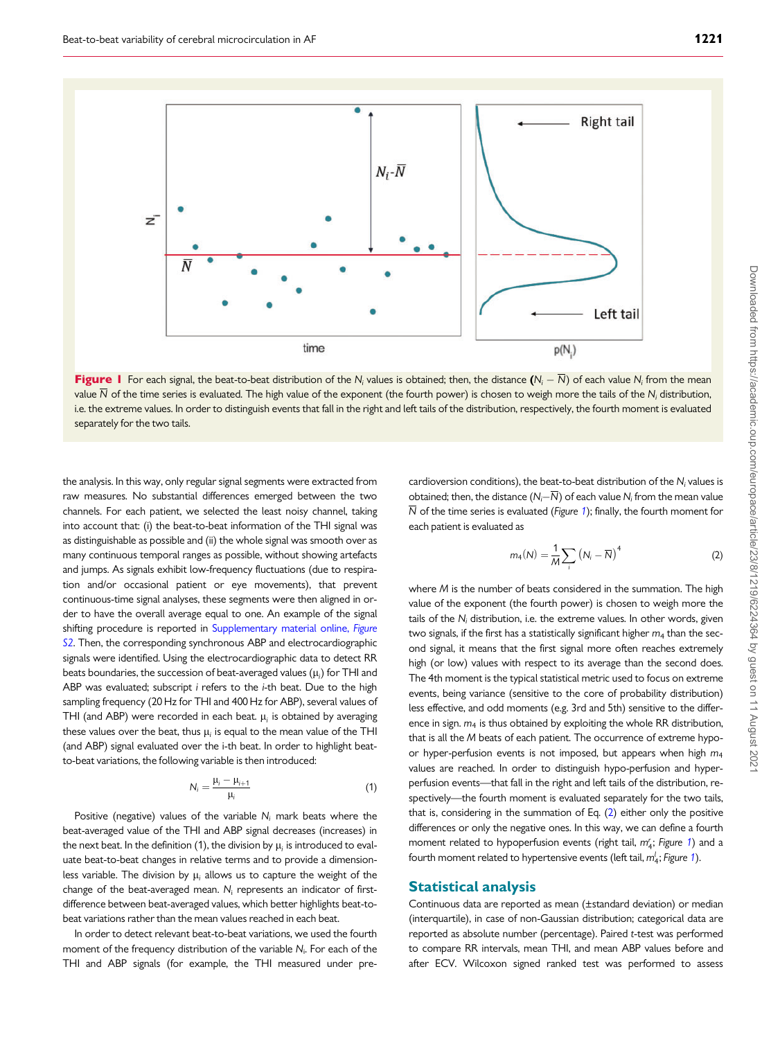Figure 1 For each signal, the beat-to-beat distribution of the $N_i$ values is obtained; then, the distance $(N_i - \overline{N})$ of each value $N_i$ from the mean value $\overline{N}$ of the time series is evaluated. The high value of the exponent (the fourth power) is chosen to weigh more the tails of the $N_i$ distribution, i.e. the extreme values. In order to distinguish events that fall in the right and left tails of the distribution, respectively, the fourth moment is evaluated separately for the two tails.

the analysis. In this way, only regular signal segments were extracted from raw measures. No substantial differences emerged between the two channels. For each patient, we selected the least noisy channel, taking into account that: (i) the beat-to-beat information of the THI signal was as distinguishable as possible and (ii) the whole signal was smooth over as many continuous temporal ranges as possible, without showing artefacts and jumps. As signals exhibit low-frequency fluctuations (due to respiration and/or occasional patient or eye movements), that prevent continuous-time signal analyses, these segments were then aligned in order to have the overall average equal to one. An example of the signal shifting procedure is reported in Supplementary material online, Figure S2. Then, the corresponding synchronous ABP and electrocardiographic signals were identified. Using the electrocardiographic data to detect RR beats boundaries, the succession of beat-averaged values ($\mu_i$) for THI and ABP was evaluated; subscript $i$ refers to the $i$-th beat. Due to the high sampling frequency (20 Hz for THI and 400 Hz for ABP), several values of THI (and ABP) were recorded in each beat. $\mu_i$ is obtained by averaging these values over the beat, thus $\mu_i$ is equal to the mean value of the THI (and ABP) signal evaluated over the i-th beat. In order to highlight beat-to-beat variations, the following variable is then introduced:

$$N_i = \frac{\mu_i - \mu_{i+1}}{\mu_i} \tag{1}$$

Positive (negative) values of the variable $N_i$ mark beats where the beat-averaged value of the THI and ABP signal decreases (increases) in the next beat. In the definition (1), the division by $\mu_i$ is introduced to evaluate beat-to-beat changes in relative terms and to provide a dimensionless variable. The division by $\mu_i$ allows us to capture the weight of the change of the beat-averaged mean. $N_i$ represents an indicator of first-difference between beat-averaged values, which better highlights beat-to-beat variations rather than the mean values reached in each beat.

In order to detect relevant beat-to-beat variations, we used the fourth moment of the frequency distribution of the variable $N_i$. For each of the THI and ABP signals (for example, the THI measured under pre-cardioversion conditions), the beat-to-beat distribution of the $N_i$ values is obtained; then, the distance $(N_i - \overline{N})$ of each value $N_i$ from the mean value $\overline{N}$ of the time series is evaluated (Figure 1); finally, the fourth moment for each patient is evaluated as

$$m_4(N) = \frac{1}{M}\sum_i \left(N_i - \overline{N}\right)^4 \tag{2}$$

where $M$ is the number of beats considered in the summation. The high value of the exponent (the fourth power) is chosen to weigh more the tails of the $N_i$ distribution, i.e. the extreme values. In other words, given two signals, if the first has a statistically significant higher $m_4$ than the second signal, it means that the first signal more often reaches extremely high (or low) values with respect to its average than the second does. The 4th moment is the typical statistical metric used to focus on extreme events, being variance (sensitive to the core of probability distribution) less effective, and odd moments (e.g. 3rd and 5th) sensitive to the difference in sign. $m_4$ is thus obtained by exploiting the whole RR distribution, that is all the $M$ beats of each patient. The occurrence of extreme hypo- or hyper-perfusion events is not imposed, but appears when high $m_4$ values are reached. In order to distinguish hypo-perfusion and hyper-perfusion events—that fall in the right and left tails of the distribution, respectively—the fourth moment is evaluated separately for the two tails, that is, considering in the summation of Eq. (2) either only the positive differences or only the negative ones. In this way, we can define a fourth moment related to hypoperfusion events (right tail, $m_4^r$; Figure 1) and a fourth moment related to hypertensive events (left tail, $m_4^l$; Figure 1).

## Statistical analysis

Continuous data are reported as mean (±standard deviation) or median (interquartile), in case of non-Gaussian distribution; categorical data are reported as absolute number (percentage). Paired $t$-test was performed to compare RR intervals, mean THI, and mean ABP values before and after ECV. Wilcoxon signed ranked test was performed to assess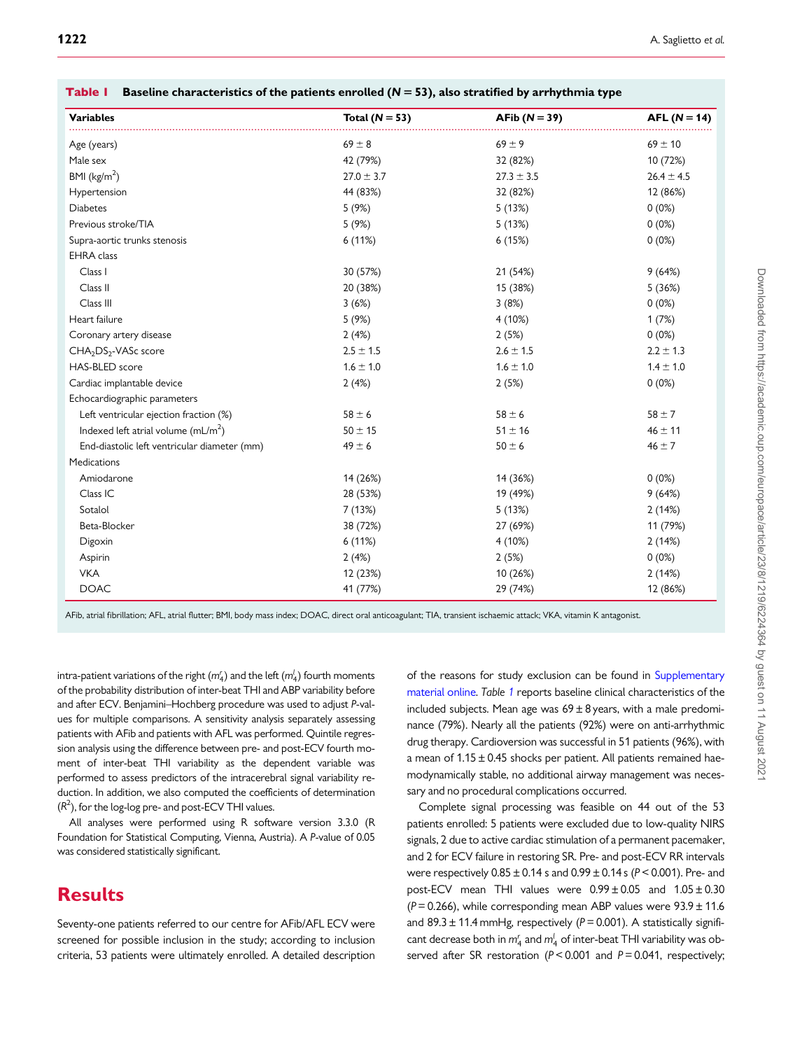**Table 1 Baseline characteristics of the patients enrolled (N = 53), also stratified by arrhythmia type**

| Variables | Total (N = 53) | AFib (N = 39) | AFL (N = 14) |
|---|---|---|---|
| Age (years) | 69 ± 8 | 69 ± 9 | 69 ± 10 |
| Male sex | 42 (79%) | 32 (82%) | 10 (72%) |
| BMI (kg/m$^2$) | 27.0 ± 3.7 | 27.3 ± 3.5 | 26.4 ± 4.5 |
| Hypertension | 44 (83%) | 32 (82%) | 12 (86%) |
| Diabetes | 5 (9%) | 5 (13%) | 0 (0%) |
| Previous stroke/TIA | 5 (9%) | 5 (13%) | 0 (0%) |
| Supra-aortic trunks stenosis | 6 (11%) | 6 (15%) | 0 (0%) |
| EHRA class | | | |
| Class I | 30 (57%) | 21 (54%) | 9 (64%) |
| Class II | 20 (38%) | 15 (38%) | 5 (36%) |
| Class III | 3 (6%) | 3 (8%) | 0 (0%) |
| Heart failure | 5 (9%) | 4 (10%) | 1 (7%) |
| Coronary artery disease | 2 (4%) | 2 (5%) | 0 (0%) |
| CHA$_2$DS$_2$-VASc score | 2.5 ± 1.5 | 2.6 ± 1.5 | 2.2 ± 1.3 |
| HAS-BLED score | 1.6 ± 1.0 | 1.6 ± 1.0 | 1.4 ± 1.0 |
| Cardiac implantable device | 2 (4%) | 2 (5%) | 0 (0%) |
| Echocardiographic parameters | | | |
| Left ventricular ejection fraction (%) | 58 ± 6 | 58 ± 6 | 58 ± 7 |
| Indexed left atrial volume (mL/m$^2$) | 50 ± 15 | 51 ± 16 | 46 ± 11 |
| End-diastolic left ventricular diameter (mm) | 49 ± 6 | 50 ± 6 | 46 ± 7 |
| Medications | | | |
| Amiodarone | 14 (26%) | 14 (36%) | 0 (0%) |
| Class IC | 28 (53%) | 19 (49%) | 9 (64%) |
| Sotalol | 7 (13%) | 5 (13%) | 2 (14%) |
| Beta-Blocker | 38 (72%) | 27 (69%) | 11 (79%) |
| Digoxin | 6 (11%) | 4 (10%) | 2 (14%) |
| Aspirin | 2 (4%) | 2 (5%) | 0 (0%) |
| VKA | 12 (23%) | 10 (26%) | 2 (14%) |
| DOAC | 41 (77%) | 29 (74%) | 12 (86%) |

AFib, atrial fibrillation; AFL, atrial flutter; BMI, body mass index; DOAC, direct oral anticoagulant; TIA, transient ischaemic attack; VKA, vitamin K antagonist.

intra-patient variations of the right ($m_4^r$) and the left ($m_4^l$) fourth moments of the probability distribution of inter-beat THI and ABP variability before and after ECV. Benjamini–Hochberg procedure was used to adjust P-values for multiple comparisons. A sensitivity analysis separately assessing patients with AFib and patients with AFL was performed. Quintile regression analysis using the difference between pre- and post-ECV fourth moment of inter-beat THI variability as the dependent variable was performed to assess predictors of the intracerebral signal variability reduction. In addition, we also computed the coefficients of determination ($R^2$), for the log-log pre- and post-ECV THI values.

All analyses were performed using R software version 3.3.0 (R Foundation for Statistical Computing, Vienna, Austria). A P-value of 0.05 was considered statistically significant.

# Results

Seventy-one patients referred to our centre for AFib/AFL ECV were screened for possible inclusion in the study; according to inclusion criteria, 53 patients were ultimately enrolled. A detailed description of the reasons for study exclusion can be found in Supplementary material online. *Table 1* reports baseline clinical characteristics of the included subjects. Mean age was 69 ± 8 years, with a male predominance (79%). Nearly all the patients (92%) were on anti-arrhythmic drug therapy. Cardioversion was successful in 51 patients (96%), with a mean of 1.15 ± 0.45 shocks per patient. All patients remained haemodynamically stable, no additional airway management was necessary and no procedural complications occurred.

Complete signal processing was feasible on 44 out of the 53 patients enrolled: 5 patients were excluded due to low-quality NIRS signals, 2 due to active cardiac stimulation of a permanent pacemaker, and 2 for ECV failure in restoring SR. Pre- and post-ECV RR intervals were respectively 0.85 ± 0.14 s and 0.99 ± 0.14 s ($P < 0.001$). Pre- and post-ECV mean THI values were 0.99 ± 0.05 and 1.05 ± 0.30 ($P = 0.266$), while corresponding mean ABP values were 93.9 ± 11.6 and 89.3 ± 11.4 mmHg, respectively ($P = 0.001$). A statistically significant decrease both in $m_4^r$ and $m_4^l$ of inter-beat THI variability was observed after SR restoration ($P < 0.001$ and $P = 0.041$, respectively;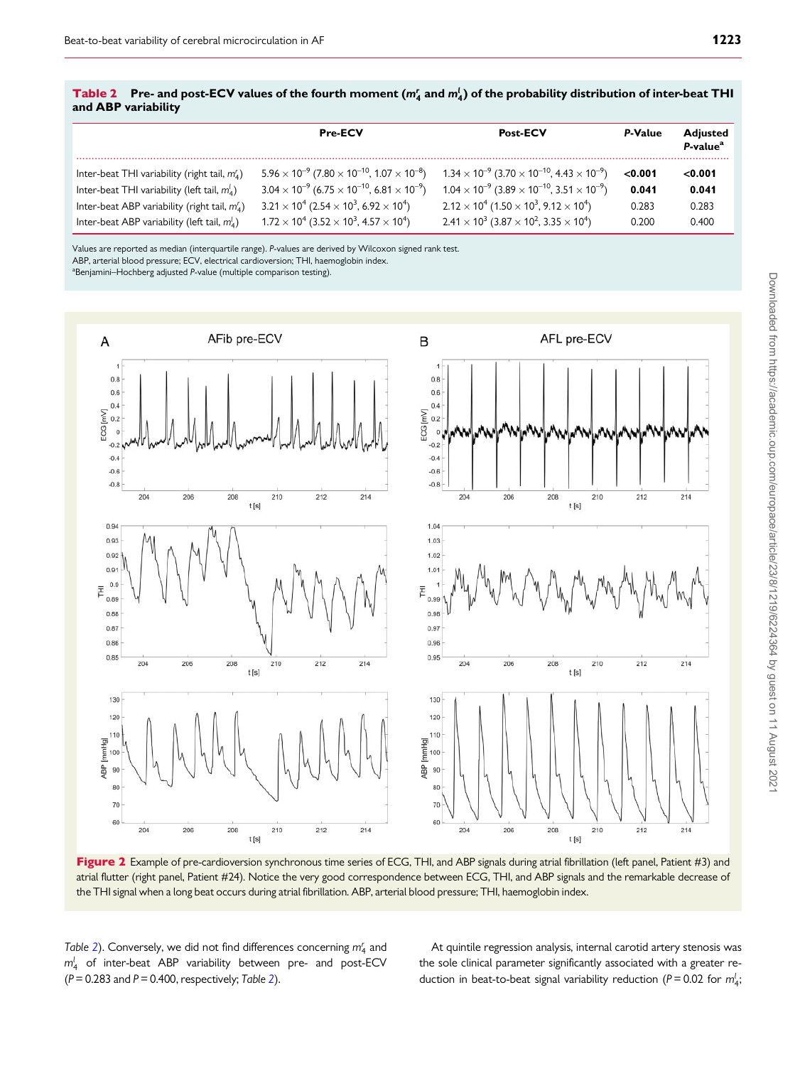**Table 2** Pre- and post-ECV values of the fourth moment ($m_4^r$ and $m_4^l$) of the probability distribution of inter-beat THI and ABP variability

| | Pre-ECV | Post-ECV | *P*-Value | Adjusted *P*-value[a] |
|---|---|---|---|---|
| Inter-beat THI variability (right tail, $m_4^r$) | $5.96 \times 10^{-9}$ ($7.80 \times 10^{-10}$, $1.07 \times 10^{-8}$) | $1.34 \times 10^{-9}$ ($3.70 \times 10^{-10}$, $4.43 \times 10^{-9}$) | **<0.001** | **<0.001** |
| Inter-beat THI variability (left tail, $m_4^l$) | $3.04 \times 10^{-9}$ ($6.75 \times 10^{-10}$, $6.81 \times 10^{-9}$) | $1.04 \times 10^{-9}$ ($3.89 \times 10^{-10}$, $3.51 \times 10^{-9}$) | **0.041** | **0.041** |
| Inter-beat ABP variability (right tail, $m_4^r$) | $3.21 \times 10^{4}$ ($2.54 \times 10^{3}$, $6.92 \times 10^{4}$) | $2.12 \times 10^{4}$ ($1.50 \times 10^{3}$, $9.12 \times 10^{4}$) | 0.283 | 0.283 |
| Inter-beat ABP variability (left tail, $m_4^l$) | $1.72 \times 10^{4}$ ($3.52 \times 10^{3}$, $4.57 \times 10^{4}$) | $2.41 \times 10^{3}$ ($3.87 \times 10^{2}$, $3.35 \times 10^{4}$) | 0.200 | 0.400 |

Values are reported as median (interquartile range). *P*-values are derived by Wilcoxon signed rank test.
ABP, arterial blood pressure; ECV, electrical cardioversion; THI, haemoglobin index.
[a]Benjamini–Hochberg adjusted *P*-value (multiple comparison testing).

**Figure 2** Example of pre-cardioversion synchronous time series of ECG, THI, and ABP signals during atrial fibrillation (left panel, Patient #3) and atrial flutter (right panel, Patient #24). Notice the very good correspondence between ECG, THI, and ABP signals and the remarkable decrease of the THI signal when a long beat occurs during atrial fibrillation. ABP, arterial blood pressure; THI, haemoglobin index.

*Table 2*). Conversely, we did not find differences concerning $m_4^r$ and $m_4^l$ of inter-beat ABP variability between pre- and post-ECV ($P = 0.283$ and $P = 0.400$, respectively; *Table 2*).

At quintile regression analysis, internal carotid artery stenosis was the sole clinical parameter significantly associated with a greater reduction in beat-to-beat signal variability reduction ($P = 0.02$ for $m_4^l$;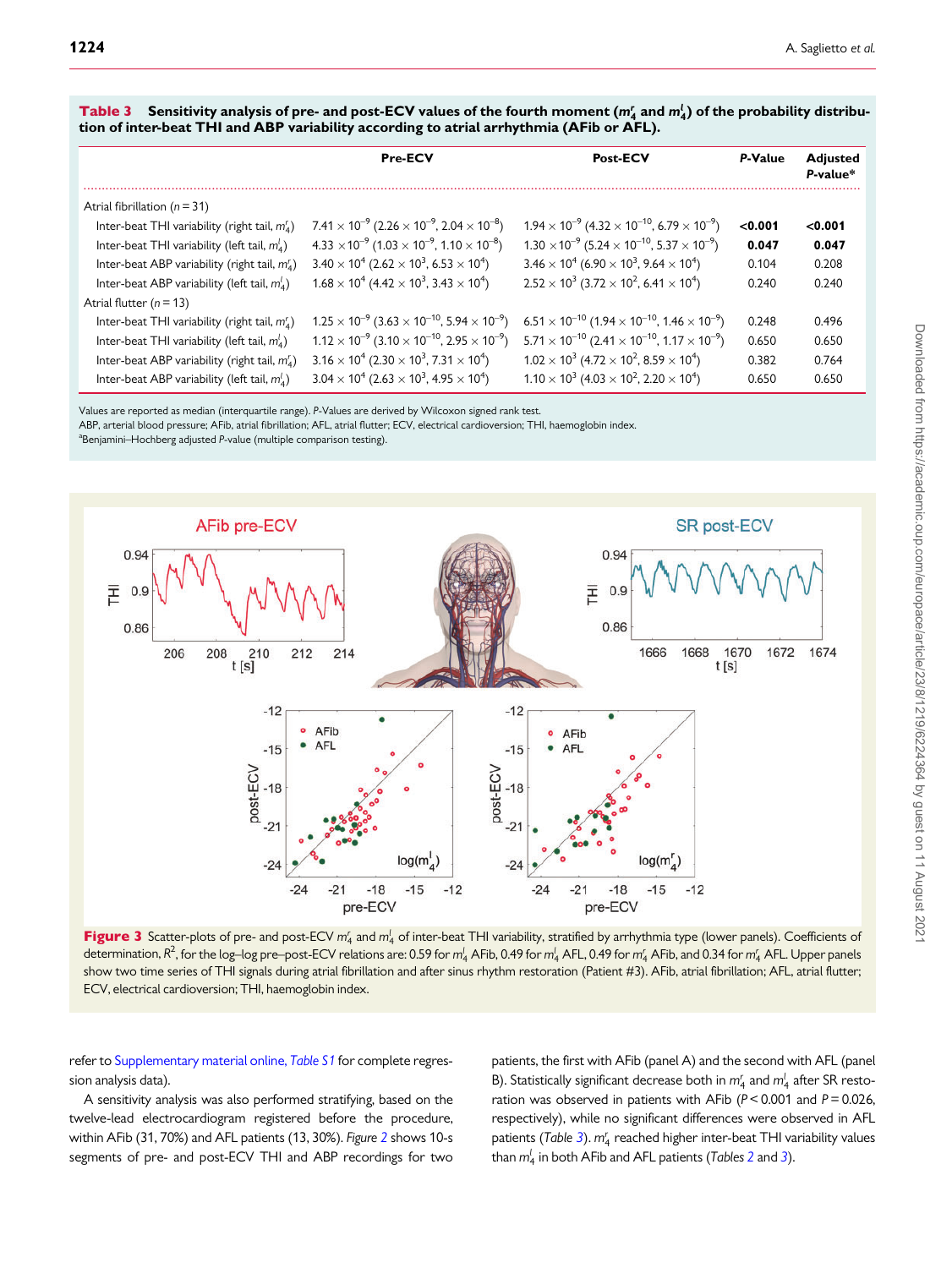**Table 3 Sensitivity analysis of pre- and post-ECV values of the fourth moment ($m_4^r$ and $m_4^l$) of the probability distribution of inter-beat THI and ABP variability according to atrial arrhythmia (AFib or AFL).**

| | Pre-ECV | Post-ECV | *P*-Value | Adjusted *P*-value* |
|---|---|---|---|---|
| Atrial fibrillation ($n = 31$) | | | | |
| Inter-beat THI variability (right tail, $m_4^r$) | $7.41 \times 10^{-9}$ ($2.26 \times 10^{-9}$, $2.04 \times 10^{-8}$) | $1.94 \times 10^{-9}$ ($4.32 \times 10^{-10}$, $6.79 \times 10^{-9}$) | **<0.001** | **<0.001** |
| Inter-beat THI variability (left tail, $m_4^l$) | $4.33 \times 10^{-9}$ ($1.03 \times 10^{-9}$, $1.10 \times 10^{-8}$) | $1.30 \times 10^{-9}$ ($5.24 \times 10^{-10}$, $5.37 \times 10^{-9}$) | **0.047** | **0.047** |
| Inter-beat ABP variability (right tail, $m_4^r$) | $3.40 \times 10^{4}$ ($2.62 \times 10^{3}$, $6.53 \times 10^{4}$) | $3.46 \times 10^{4}$ ($6.90 \times 10^{3}$, $9.64 \times 10^{4}$) | 0.104 | 0.208 |
| Inter-beat ABP variability (left tail, $m_4^l$) | $1.68 \times 10^{4}$ ($4.42 \times 10^{3}$, $3.43 \times 10^{4}$) | $2.52 \times 10^{3}$ ($3.72 \times 10^{2}$, $6.41 \times 10^{4}$) | 0.240 | 0.240 |
| Atrial flutter ($n = 13$) | | | | |
| Inter-beat THI variability (right tail, $m_4^r$) | $1.25 \times 10^{-9}$ ($3.63 \times 10^{-10}$, $5.94 \times 10^{-9}$) | $6.51 \times 10^{-10}$ ($1.94 \times 10^{-10}$, $1.46 \times 10^{-9}$) | 0.248 | 0.496 |
| Inter-beat THI variability (left tail, $m_4^l$) | $1.12 \times 10^{-9}$ ($3.10 \times 10^{-10}$, $2.95 \times 10^{-9}$) | $5.71 \times 10^{-10}$ ($2.41 \times 10^{-10}$, $1.17 \times 10^{-9}$) | 0.650 | 0.650 |
| Inter-beat ABP variability (right tail, $m_4^r$) | $3.16 \times 10^{4}$ ($2.30 \times 10^{3}$, $7.31 \times 10^{4}$) | $1.02 \times 10^{3}$ ($4.72 \times 10^{2}$, $8.59 \times 10^{4}$) | 0.382 | 0.764 |
| Inter-beat ABP variability (left tail, $m_4^l$) | $3.04 \times 10^{4}$ ($2.63 \times 10^{3}$, $4.95 \times 10^{4}$) | $1.10 \times 10^{3}$ ($4.03 \times 10^{2}$, $2.20 \times 10^{4}$) | 0.650 | 0.650 |

Values are reported as median (interquartile range). *P*-Values are derived by Wilcoxon signed rank test.
ABP, arterial blood pressure; AFib, atrial fibrillation; AFL, atrial flutter; ECV, electrical cardioversion; THI, haemoglobin index.
[a]Benjamini–Hochberg adjusted *P*-value (multiple comparison testing).

**Figure 3** Scatter-plots of pre- and post-ECV $m_4^r$ and $m_4^l$ of inter-beat THI variability, stratified by arrhythmia type (lower panels). Coefficients of determination, $R^2$, for the log–log pre–post-ECV relations are: 0.59 for $m_4^l$ AFib, 0.49 for $m_4^l$ AFL, 0.49 for $m_4^r$ AFib, and 0.34 for $m_4^r$ AFL. Upper panels show two time series of THI signals during atrial fibrillation and after sinus rhythm restoration (Patient #3). AFib, atrial fibrillation; AFL, atrial flutter; ECV, electrical cardioversion; THI, haemoglobin index.

refer to Supplementary material online, *Table S1* for complete regression analysis data).

A sensitivity analysis was also performed stratifying, based on the twelve-lead electrocardiogram registered before the procedure, within AFib (31, 70%) and AFL patients (13, 30%). *Figure 2* shows 10-s segments of pre- and post-ECV THI and ABP recordings for two patients, the first with AFib (panel A) and the second with AFL (panel B). Statistically significant decrease both in $m_4^r$ and $m_4^l$ after SR restoration was observed in patients with AFib ($P < 0.001$ and $P = 0.026$, respectively), while no significant differences were observed in AFL patients (*Table 3*). $m_4^r$ reached higher inter-beat THI variability values than $m_4^l$ in both AFib and AFL patients (*Tables 2* and *3*).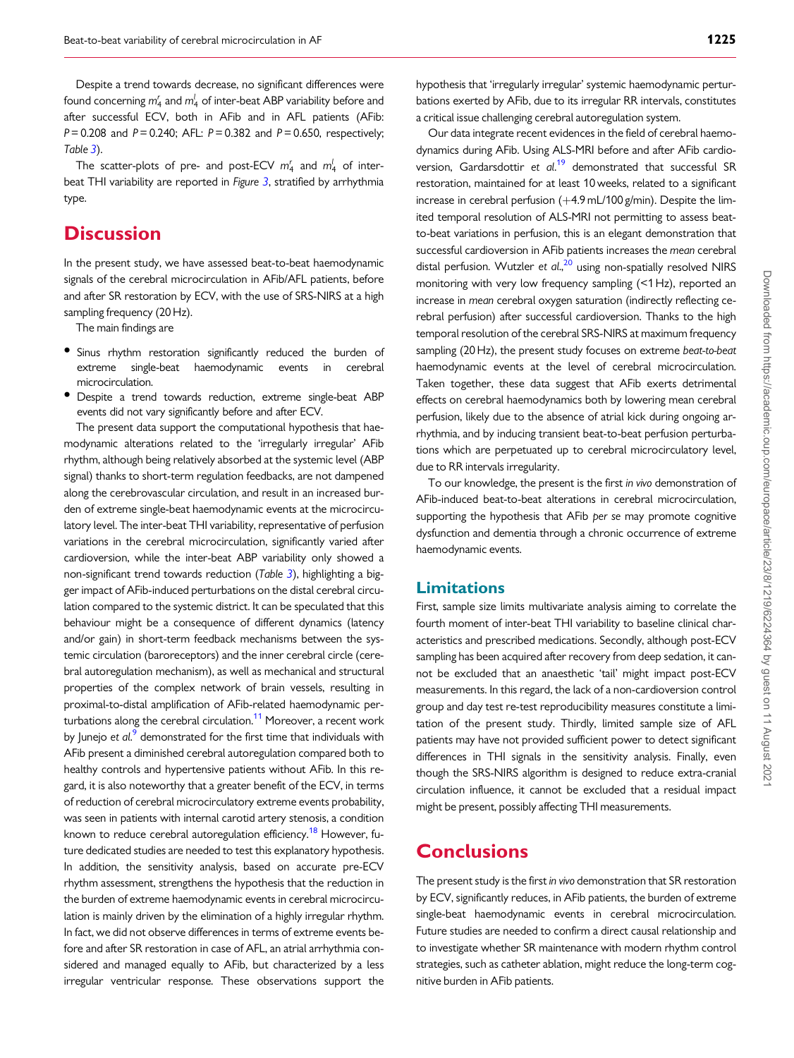Despite a trend towards decrease, no significant differences were found concerning $m_4^r$ and $m_4^l$ of inter-beat ABP variability before and after successful ECV, both in AFib and in AFL patients (AFib: $P = 0.208$ and $P = 0.240$; AFL: $P = 0.382$ and $P = 0.650$, respectively; *Table 3*).

The scatter-plots of pre- and post-ECV $m_4^r$ and $m_4^l$ of inter-beat THI variability are reported in *Figure 3*, stratified by arrhythmia type.

# Discussion

In the present study, we have assessed beat-to-beat haemodynamic signals of the cerebral microcirculation in AFib/AFL patients, before and after SR restoration by ECV, with the use of SRS-NIRS at a high sampling frequency (20 Hz).

The main findings are

- Sinus rhythm restoration significantly reduced the burden of extreme single-beat haemodynamic events in cerebral microcirculation.
- Despite a trend towards reduction, extreme single-beat ABP events did not vary significantly before and after ECV.

The present data support the computational hypothesis that haemodynamic alterations related to the 'irregularly irregular' AFib rhythm, although being relatively absorbed at the systemic level (ABP signal) thanks to short-term regulation feedbacks, are not dampened along the cerebrovascular circulation, and result in an increased burden of extreme single-beat haemodynamic events at the microcirculatory level. The inter-beat THI variability, representative of perfusion variations in the cerebral microcirculation, significantly varied after cardioversion, while the inter-beat ABP variability only showed a non-significant trend towards reduction (*Table 3*), highlighting a bigger impact of AFib-induced perturbations on the distal cerebral circulation compared to the systemic district. It can be speculated that this behaviour might be a consequence of different dynamics (latency and/or gain) in short-term feedback mechanisms between the systemic circulation (baroreceptors) and the inner cerebral circle (cerebral autoregulation mechanism), as well as mechanical and structural properties of the complex network of brain vessels, resulting in proximal-to-distal amplification of AFib-related haemodynamic perturbations along the cerebral circulation.[11] Moreover, a recent work by Junejo *et al.*[9] demonstrated for the first time that individuals with AFib present a diminished cerebral autoregulation compared both to healthy controls and hypertensive patients without AFib. In this regard, it is also noteworthy that a greater benefit of the ECV, in terms of reduction of cerebral microcirculatory extreme events probability, was seen in patients with internal carotid artery stenosis, a condition known to reduce cerebral autoregulation efficiency.[18] However, future dedicated studies are needed to test this explanatory hypothesis. In addition, the sensitivity analysis, based on accurate pre-ECV rhythm assessment, strengthens the hypothesis that the reduction in the burden of extreme haemodynamic events in cerebral microcirculation is mainly driven by the elimination of a highly irregular rhythm. In fact, we did not observe differences in terms of extreme events before and after SR restoration in case of AFL, an atrial arrhythmia considered and managed equally to AFib, but characterized by a less irregular ventricular response. These observations support the hypothesis that 'irregularly irregular' systemic haemodynamic perturbations exerted by AFib, due to its irregular RR intervals, constitutes a critical issue challenging cerebral autoregulation system.

Our data integrate recent evidences in the field of cerebral haemodynamics during AFib. Using ALS-MRI before and after AFib cardioversion, Gardarsdottir *et al.*[19] demonstrated that successful SR restoration, maintained for at least 10 weeks, related to a significant increase in cerebral perfusion (+4.9 mL/100 g/min). Despite the limited temporal resolution of ALS-MRI not permitting to assess beat-to-beat variations in perfusion, this is an elegant demonstration that successful cardioversion in AFib patients increases the *mean* cerebral distal perfusion. Wutzler *et al.*,[20] using non-spatially resolved NIRS monitoring with very low frequency sampling (<1 Hz), reported an increase in *mean* cerebral oxygen saturation (indirectly reflecting cerebral perfusion) after successful cardioversion. Thanks to the high temporal resolution of the cerebral SRS-NIRS at maximum frequency sampling (20 Hz), the present study focuses on extreme *beat-to-beat* haemodynamic events at the level of cerebral microcirculation. Taken together, these data suggest that AFib exerts detrimental effects on cerebral haemodynamics both by lowering mean cerebral perfusion, likely due to the absence of atrial kick during ongoing arrhythmia, and by inducing transient beat-to-beat perfusion perturbations which are perpetuated up to cerebral microcirculatory level, due to RR intervals irregularity.

To our knowledge, the present is the first *in vivo* demonstration of AFib-induced beat-to-beat alterations in cerebral microcirculation, supporting the hypothesis that AFib *per se* may promote cognitive dysfunction and dementia through a chronic occurrence of extreme haemodynamic events.

## Limitations

First, sample size limits multivariate analysis aiming to correlate the fourth moment of inter-beat THI variability to baseline clinical characteristics and prescribed medications. Secondly, although post-ECV sampling has been acquired after recovery from deep sedation, it cannot be excluded that an anaesthetic 'tail' might impact post-ECV measurements. In this regard, the lack of a non-cardioversion control group and day test re-test reproducibility measures constitute a limitation of the present study. Thirdly, limited sample size of AFL patients may have not provided sufficient power to detect significant differences in THI signals in the sensitivity analysis. Finally, even though the SRS-NIRS algorithm is designed to reduce extra-cranial circulation influence, it cannot be excluded that a residual impact might be present, possibly affecting THI measurements.

# Conclusions

The present study is the first *in vivo* demonstration that SR restoration by ECV, significantly reduces, in AFib patients, the burden of extreme single-beat haemodynamic events in cerebral microcirculation. Future studies are needed to confirm a direct causal relationship and to investigate whether SR maintenance with modern rhythm control strategies, such as catheter ablation, might reduce the long-term cognitive burden in AFib patients.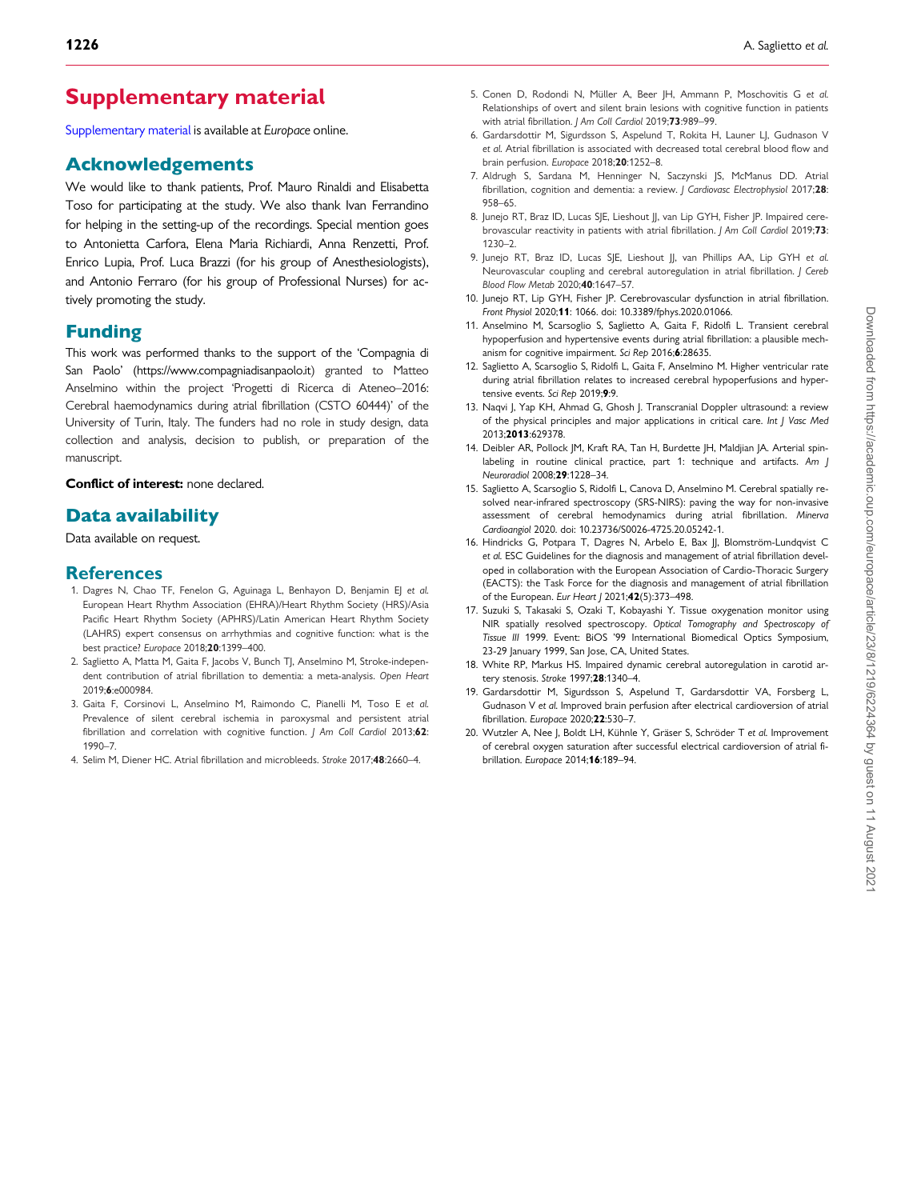## Supplementary material

Supplementary material is available at *Europace* online.

## Acknowledgements

We would like to thank patients, Prof. Mauro Rinaldi and Elisabetta Toso for participating at the study. We also thank Ivan Ferrandino for helping in the setting-up of the recordings. Special mention goes to Antonietta Carfora, Elena Maria Richiardi, Anna Renzetti, Prof. Enrico Lupia, Prof. Luca Brazzi (for his group of Anesthesiologists), and Antonio Ferraro (for his group of Professional Nurses) for actively promoting the study.

## Funding

This work was performed thanks to the support of the 'Compagnia di San Paolo' (https://www.compagniadisanpaolo.it) granted to Matteo Anselmino within the project 'Progetti di Ricerca di Ateneo–2016: Cerebral haemodynamics during atrial fibrillation (CSTO 60444)' of the University of Turin, Italy. The funders had no role in study design, data collection and analysis, decision to publish, or preparation of the manuscript.

**Conflict of interest:** none declared.

## Data availability

Data available on request.

## References

1. Dagres N, Chao TF, Fenelon G, Aguinaga L, Benhayon D, Benjamin EJ *et al.* European Heart Rhythm Association (EHRA)/Heart Rhythm Society (HRS)/Asia Pacific Heart Rhythm Society (APHRS)/Latin American Heart Rhythm Society (LAHRS) expert consensus on arrhythmias and cognitive function: what is the best practice? *Europace* 2018;**20**:1399–400.
2. Saglietto A, Matta M, Gaita F, Jacobs V, Bunch TJ, Anselmino M, Stroke-independent contribution of atrial fibrillation to dementia: a meta-analysis. *Open Heart* 2019;**6**:e000984.
3. Gaita F, Corsinovi L, Anselmino M, Raimondo C, Pianelli M, Toso E *et al.* Prevalence of silent cerebral ischemia in paroxysmal and persistent atrial fibrillation and correlation with cognitive function. *J Am Coll Cardiol* 2013;**62**:1990–7.
4. Selim M, Diener HC. Atrial fibrillation and microbleeds. *Stroke* 2017;**48**:2660–4.
5. Conen D, Rodondi N, Müller A, Beer JH, Ammann P, Moschovitis G *et al.* Relationships of overt and silent brain lesions with cognitive function in patients with atrial fibrillation. *J Am Coll Cardiol* 2019;**73**:989–99.
6. Gardarsdottir M, Sigurdsson S, Aspelund T, Rokita H, Launer LJ, Gudnason V *et al.* Atrial fibrillation is associated with decreased total cerebral blood flow and brain perfusion. *Europace* 2018;**20**:1252–8.
7. Aldrugh S, Sardana M, Henninger N, Saczynski JS, McManus DD. Atrial fibrillation, cognition and dementia: a review. *J Cardiovasc Electrophysiol* 2017;**28**:958–65.
8. Junejo RT, Braz ID, Lucas SJE, Lieshout JJ, van Lip GYH, Fisher JP. Impaired cerebrovascular reactivity in patients with atrial fibrillation. *J Am Coll Cardiol* 2019;**73**:1230–2.
9. Junejo RT, Braz ID, Lucas SJE, Lieshout JJ, van Phillips AA, Lip GYH *et al.* Neurovascular coupling and cerebral autoregulation in atrial fibrillation. *J Cereb Blood Flow Metab* 2020;**40**:1647–57.
10. Junejo RT, Lip GYH, Fisher JP. Cerebrovascular dysfunction in atrial fibrillation. *Front Physiol* 2020;**11**: 1066. doi: 10.3389/fphys.2020.01066.
11. Anselmino M, Scarsoglio S, Saglietto A, Gaita F, Ridolfi L. Transient cerebral hypoperfusion and hypertensive events during atrial fibrillation: a plausible mechanism for cognitive impairment. *Sci Rep* 2016;**6**:28635.
12. Saglietto A, Scarsoglio S, Ridolfi L, Gaita F, Anselmino M. Higher ventricular rate during atrial fibrillation relates to increased cerebral hypoperfusions and hypertensive events. *Sci Rep* 2019;**9**:9.
13. Naqvi J, Yap KH, Ahmad G, Ghosh J. Transcranial Doppler ultrasound: a review of the physical principles and major applications in critical care. *Int J Vasc Med* 2013;**2013**:629378.
14. Deibler AR, Pollock JM, Kraft RA, Tan H, Burdette JH, Maldjian JA. Arterial spin-labeling in routine clinical practice, part 1: technique and artifacts. *Am J Neuroradiol* 2008;**29**:1228–34.
15. Saglietto A, Scarsoglio S, Ridolfi L, Canova D, Anselmino M. Cerebral spatially resolved near-infrared spectroscopy (SRS-NIRS): paving the way for non-invasive assessment of cerebral hemodynamics during atrial fibrillation. *Minerva Cardioangiol* 2020. doi: 10.23736/S0026-4725.20.05242-1.
16. Hindricks G, Potpara T, Dagres N, Arbelo E, Bax JJ, Blomström-Lundqvist C *et al.* ESC Guidelines for the diagnosis and management of atrial fibrillation developed in collaboration with the European Association of Cardio-Thoracic Surgery (EACTS): the Task Force for the diagnosis and management of atrial fibrillation of the European. *Eur Heart J* 2021;**42**(5):373–498.
17. Suzuki S, Takasaki S, Ozaki T, Kobayashi Y. Tissue oxygenation monitor using NIR spatially resolved spectroscopy. *Optical Tomography and Spectroscopy of Tissue III* 1999. Event: BiOS '99 International Biomedical Optics Symposium, 23-29 January 1999, San Jose, CA, United States.
18. White RP, Markus HS. Impaired dynamic cerebral autoregulation in carotid artery stenosis. *Stroke* 1997;**28**:1340–4.
19. Gardarsdottir M, Sigurdsson S, Aspelund T, Gardarsdottir VA, Forsberg L, Gudnason V *et al.* Improved brain perfusion after electrical cardioversion of atrial fibrillation. *Europace* 2020;**22**:530–7.
20. Wutzler A, Nee J, Boldt LH, Kühnle Y, Gräser S, Schröder T *et al.* Improvement of cerebral oxygen saturation after successful electrical cardioversion of atrial fibrillation. *Europace* 2014;**16**:189–94.